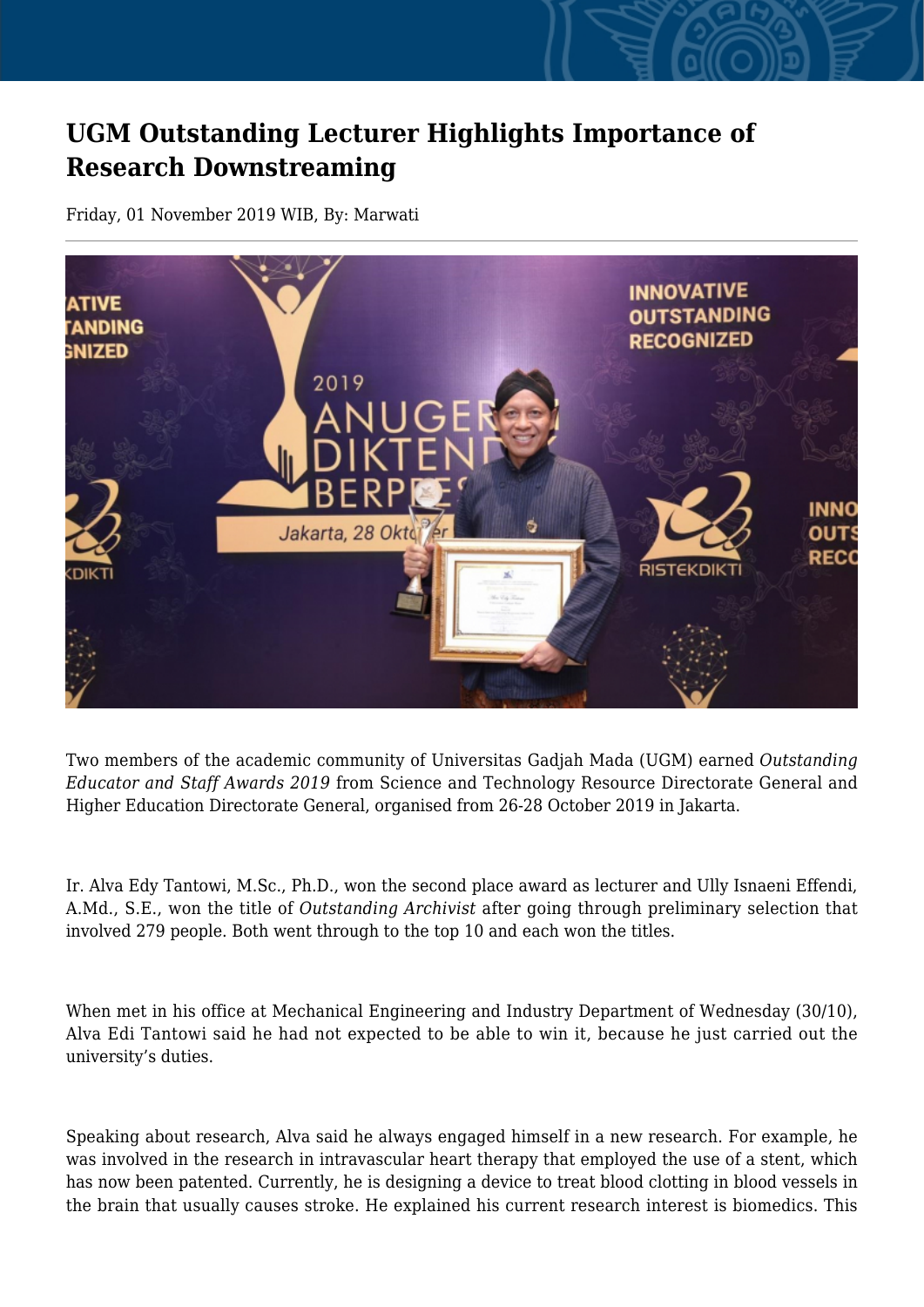# UGM Outstanding Lecturer Highlights Importance of Research Downstreaming

Friday, 01 November 2019 WIB, By: Marwati

Two members of the academic community of Universitas Gadjah Mada (UGM) earned *Outstanding Educator and Staff Awards 2019* from Science and Technology Resource Directorate General and Higher Education Directorate General, organised from 26-28 October 2019 in Jakarta.

Ir. Alva Edy Tantowi, M.Sc., Ph.D., won the second place award as lecturer and Ully Isnaeni Effendi, A.Md., S.E., won the title of *Outstanding Archivist* after going through preliminary selection that involved 279 people. Both went through to the top 10 and each won the titles.

When met in his office at Mechanical Engineering and Industry Department of Wednesday (30/10), Alva Edi Tantowi said he had not expected to be able to win it, because he just carried out the university's duties.

Speaking about research, Alva said he always engaged himself in a new research. For example, he was involved in the research in intravascular heart therapy that employed the use of a stent, which has now been patented. Currently, he is designing a device to treat blood clotting in blood vessels in the brain that usually causes stroke. He explained his current research interest is biomedics. This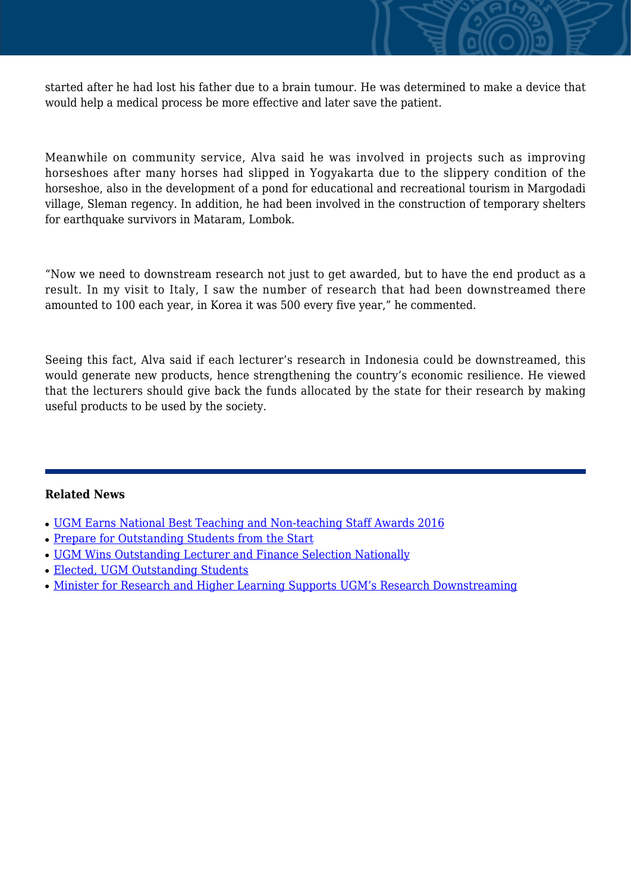started after he had lost his father due to a brain tumour. He was determined to make a device that would help a medical process be more effective and later save the patient.

Meanwhile on community service, Alva said he was involved in projects such as improving horseshoes after many horses had slipped in Yogyakarta due to the slippery condition of the horseshoe, also in the development of a pond for educational and recreational tourism in Margodadi village, Sleman regency. In addition, he had been involved in the construction of temporary shelters for earthquake survivors in Mataram, Lombok.

“Now we need to downstream research not just to get awarded, but to have the end product as a result. In my visit to Italy, I saw the number of research that had been downstreamed there amounted to 100 each year, in Korea it was 500 every five year,” he commented.

Seeing this fact, Alva said if each lecturer’s research in Indonesia could be downstreamed, this would generate new products, hence strengthening the country’s economic resilience. He viewed that the lecturers should give back the funds allocated by the state for their research by making useful products to be used by the society.

---

**Related News**

- UGM Earns National Best Teaching and Non-teaching Staff Awards 2016
- Prepare for Outstanding Students from the Start
- UGM Wins Outstanding Lecturer and Finance Selection Nationally
- Elected, UGM Outstanding Students
- Minister for Research and Higher Learning Supports UGM’s Research Downstreaming